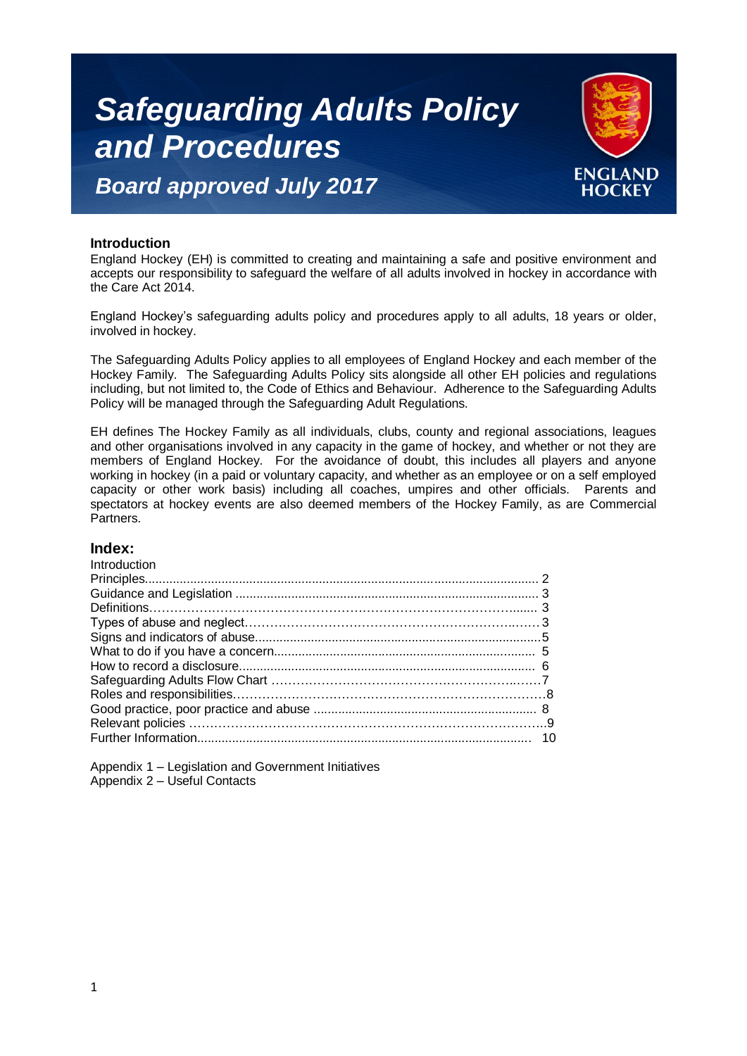# Safeguarding Adults Policy and Procedures

## Board approved July 2017

ENGLAND HOCKEY

### Introduction

England Hockey (EH) is committed to creating and maintaining a safe and positive environment and accepts our responsibility to safeguard the welfare of all adults involved in hockey in accordance with the Care Act 2014.

England Hockey's safeguarding adults policy and procedures apply to all adults, 18 years or older, involved in hockey.

The Safeguarding Adults Policy applies to all employees of England Hockey and each member of the Hockey Family. The Safeguarding Adults Policy sits alongside all other EH policies and regulations including, but not limited to, the Code of Ethics and Behaviour. Adherence to the Safeguarding Adults Policy will be managed through the Safeguarding Adult Regulations.

EH defines The Hockey Family as all individuals, clubs, county and regional associations, leagues and other organisations involved in any capacity in the game of hockey, and whether or not they are members of England Hockey. For the avoidance of doubt, this includes all players and anyone working in hockey (in a paid or voluntary capacity, and whether as an employee or on a self employed capacity or other work basis) including all coaches, umpires and other officials. Parents and spectators at hockey events are also deemed members of the Hockey Family, as are Commercial Partners.

## Index:

Introduction
Principles.................................................................................................................. 2
Guidance and Legislation ....................................................................................... 3
Definitions……………………………………………………………………………....... 3
Types of abuse and neglect……………………………………………………….……3
Signs and indicators of abuse...................................................................................5
What to do if you have a concern........................................................................... 5
How to record a disclosure...................................................................................... 6
Safeguarding Adults Flow Chart …………………………………………………..……7
Roles and responsibilities………………………………………………………………8
Good practice, poor practice and abuse ................................................................ 8
Relevant policies ………………………………………………………………………..9
Further Information.................................................................................................. 10

Appendix 1 – Legislation and Government Initiatives
Appendix 2 – Useful Contacts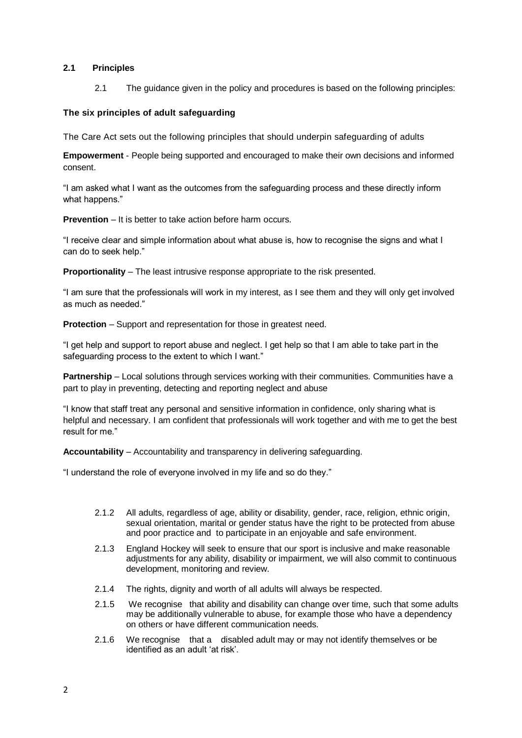## 2.1 Principles

2.1 The guidance given in the policy and procedures is based on the following principles:

### The six principles of adult safeguarding

The Care Act sets out the following principles that should underpin safeguarding of adults

**Empowerment** - People being supported and encouraged to make their own decisions and informed consent.

"I am asked what I want as the outcomes from the safeguarding process and these directly inform what happens."

**Prevention** – It is better to take action before harm occurs.

"I receive clear and simple information about what abuse is, how to recognise the signs and what I can do to seek help."

**Proportionality** – The least intrusive response appropriate to the risk presented.

"I am sure that the professionals will work in my interest, as I see them and they will only get involved as much as needed."

**Protection** – Support and representation for those in greatest need.

"I get help and support to report abuse and neglect. I get help so that I am able to take part in the safeguarding process to the extent to which I want."

**Partnership** – Local solutions through services working with their communities. Communities have a part to play in preventing, detecting and reporting neglect and abuse

"I know that staff treat any personal and sensitive information in confidence, only sharing what is helpful and necessary. I am confident that professionals will work together and with me to get the best result for me."

**Accountability** – Accountability and transparency in delivering safeguarding.

"I understand the role of everyone involved in my life and so do they."

2.1.2 All adults, regardless of age, ability or disability, gender, race, religion, ethnic origin, sexual orientation, marital or gender status have the right to be protected from abuse and poor practice and to participate in an enjoyable and safe environment.

2.1.3 England Hockey will seek to ensure that our sport is inclusive and make reasonable adjustments for any ability, disability or impairment, we will also commit to continuous development, monitoring and review.

2.1.4 The rights, dignity and worth of all adults will always be respected.

2.1.5 We recognise that ability and disability can change over time, such that some adults may be additionally vulnerable to abuse, for example those who have a dependency on others or have different communication needs.

2.1.6 We recognise that a disabled adult may or may not identify themselves or be identified as an adult 'at risk'.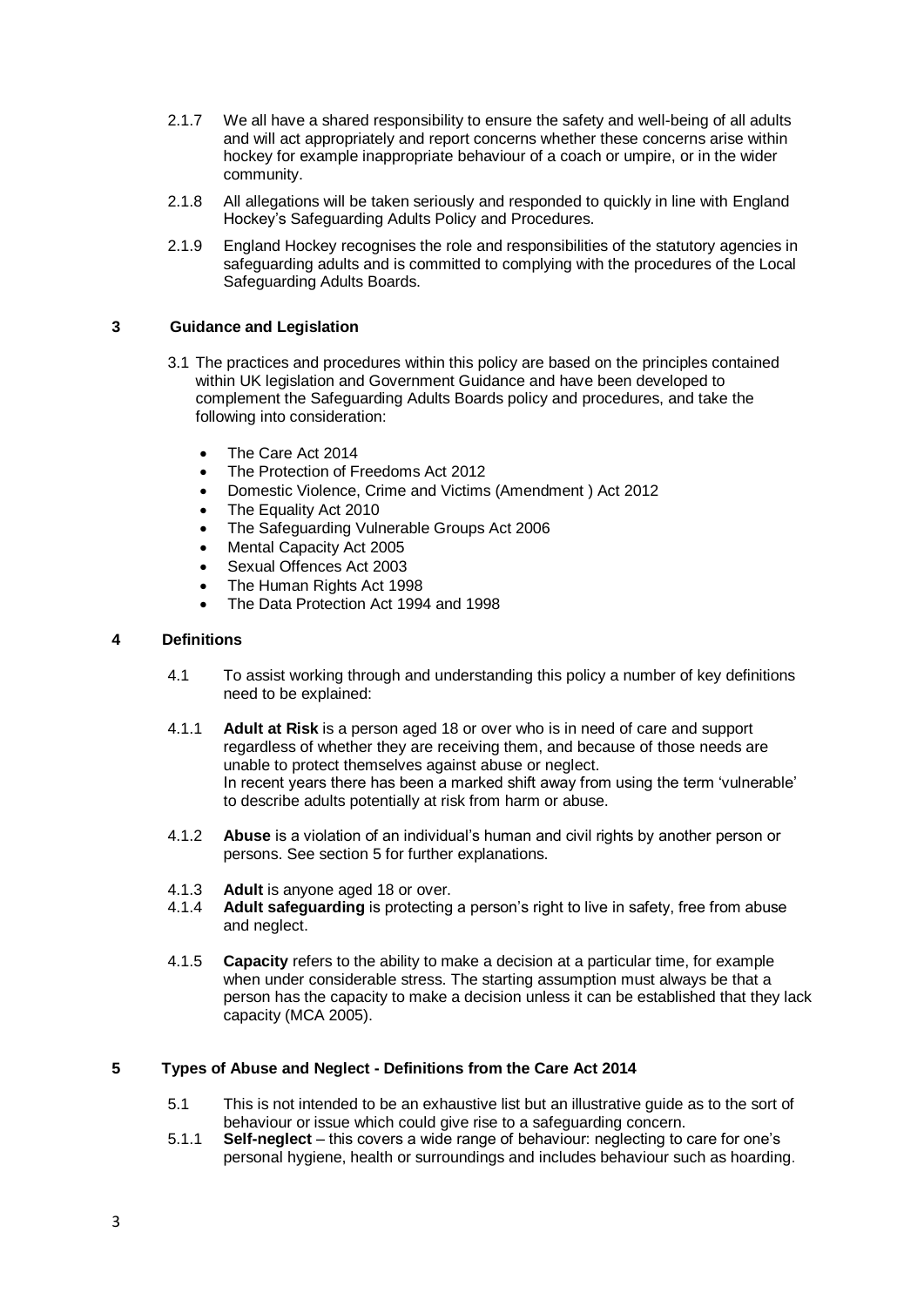2.1.7 We all have a shared responsibility to ensure the safety and well-being of all adults and will act appropriately and report concerns whether these concerns arise within hockey for example inappropriate behaviour of a coach or umpire, or in the wider community.

2.1.8 All allegations will be taken seriously and responded to quickly in line with England Hockey's Safeguarding Adults Policy and Procedures.

2.1.9 England Hockey recognises the role and responsibilities of the statutory agencies in safeguarding adults and is committed to complying with the procedures of the Local Safeguarding Adults Boards.

## 3 Guidance and Legislation

3.1 The practices and procedures within this policy are based on the principles contained within UK legislation and Government Guidance and have been developed to complement the Safeguarding Adults Boards policy and procedures, and take the following into consideration:

- The Care Act 2014
- The Protection of Freedoms Act 2012
- Domestic Violence, Crime and Victims (Amendment ) Act 2012
- The Equality Act 2010
- The Safeguarding Vulnerable Groups Act 2006
- Mental Capacity Act 2005
- Sexual Offences Act 2003
- The Human Rights Act 1998
- The Data Protection Act 1994 and 1998

## 4 Definitions

4.1 To assist working through and understanding this policy a number of key definitions need to be explained:

4.1.1 **Adult at Risk** is a person aged 18 or over who is in need of care and support regardless of whether they are receiving them, and because of those needs are unable to protect themselves against abuse or neglect.
In recent years there has been a marked shift away from using the term 'vulnerable' to describe adults potentially at risk from harm or abuse.

4.1.2 **Abuse** is a violation of an individual's human and civil rights by another person or persons. See section 5 for further explanations.

4.1.3 **Adult** is anyone aged 18 or over.

4.1.4 **Adult safeguarding** is protecting a person's right to live in safety, free from abuse and neglect.

4.1.5 **Capacity** refers to the ability to make a decision at a particular time, for example when under considerable stress. The starting assumption must always be that a person has the capacity to make a decision unless it can be established that they lack capacity (MCA 2005).

## 5 Types of Abuse and Neglect - Definitions from the Care Act 2014

5.1 This is not intended to be an exhaustive list but an illustrative guide as to the sort of behaviour or issue which could give rise to a safeguarding concern.

5.1.1 **Self-neglect** – this covers a wide range of behaviour: neglecting to care for one's personal hygiene, health or surroundings and includes behaviour such as hoarding.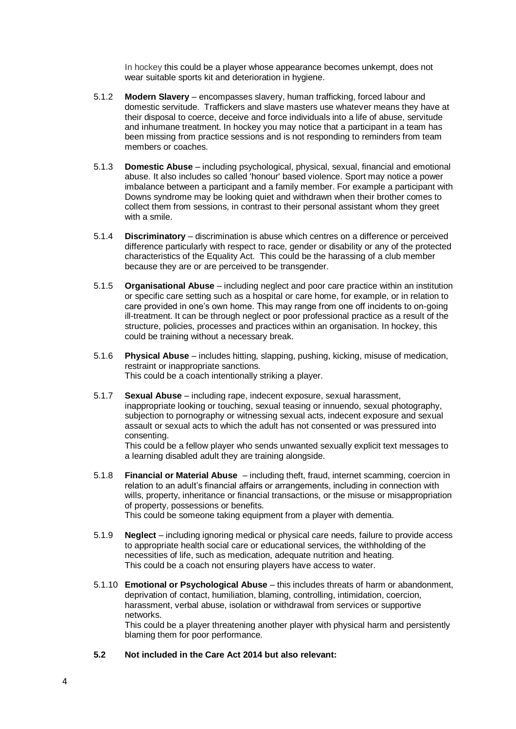In hockey this could be a player whose appearance becomes unkempt, does not wear suitable sports kit and deterioration in hygiene.

5.1.2 **Modern Slavery** – encompasses slavery, human trafficking, forced labour and domestic servitude. Traffickers and slave masters use whatever means they have at their disposal to coerce, deceive and force individuals into a life of abuse, servitude and inhumane treatment. In hockey you may notice that a participant in a team has been missing from practice sessions and is not responding to reminders from team members or coaches.

5.1.3 **Domestic Abuse** – including psychological, physical, sexual, financial and emotional abuse. It also includes so called 'honour' based violence. Sport may notice a power imbalance between a participant and a family member. For example a participant with Downs syndrome may be looking quiet and withdrawn when their brother comes to collect them from sessions, in contrast to their personal assistant whom they greet with a smile.

5.1.4 **Discriminatory** – discrimination is abuse which centres on a difference or perceived difference particularly with respect to race, gender or disability or any of the protected characteristics of the Equality Act. This could be the harassing of a club member because they are or are perceived to be transgender.

5.1.5 **Organisational Abuse** – including neglect and poor care practice within an institution or specific care setting such as a hospital or care home, for example, or in relation to care provided in one's own home. This may range from one off incidents to on-going ill-treatment. It can be through neglect or poor professional practice as a result of the structure, policies, processes and practices within an organisation. In hockey, this could be training without a necessary break.

5.1.6 **Physical Abuse** – includes hitting, slapping, pushing, kicking, misuse of medication, restraint or inappropriate sanctions.
This could be a coach intentionally striking a player.

5.1.7 **Sexual Abuse** – including rape, indecent exposure, sexual harassment, inappropriate looking or touching, sexual teasing or innuendo, sexual photography, subjection to pornography or witnessing sexual acts, indecent exposure and sexual assault or sexual acts to which the adult has not consented or was pressured into consenting.
This could be a fellow player who sends unwanted sexually explicit text messages to a learning disabled adult they are training alongside.

5.1.8 **Financial or Material Abuse** – including theft, fraud, internet scamming, coercion in relation to an adult's financial affairs or arrangements, including in connection with wills, property, inheritance or financial transactions, or the misuse or misappropriation of property, possessions or benefits.
This could be someone taking equipment from a player with dementia.

5.1.9 **Neglect** – including ignoring medical or physical care needs, failure to provide access to appropriate health social care or educational services, the withholding of the necessities of life, such as medication, adequate nutrition and heating.
This could be a coach not ensuring players have access to water.

5.1.10 **Emotional or Psychological Abuse** – this includes threats of harm or abandonment, deprivation of contact, humiliation, blaming, controlling, intimidation, coercion, harassment, verbal abuse, isolation or withdrawal from services or supportive networks.
This could be a player threatening another player with physical harm and persistently blaming them for poor performance.

**5.2 Not included in the Care Act 2014 but also relevant:**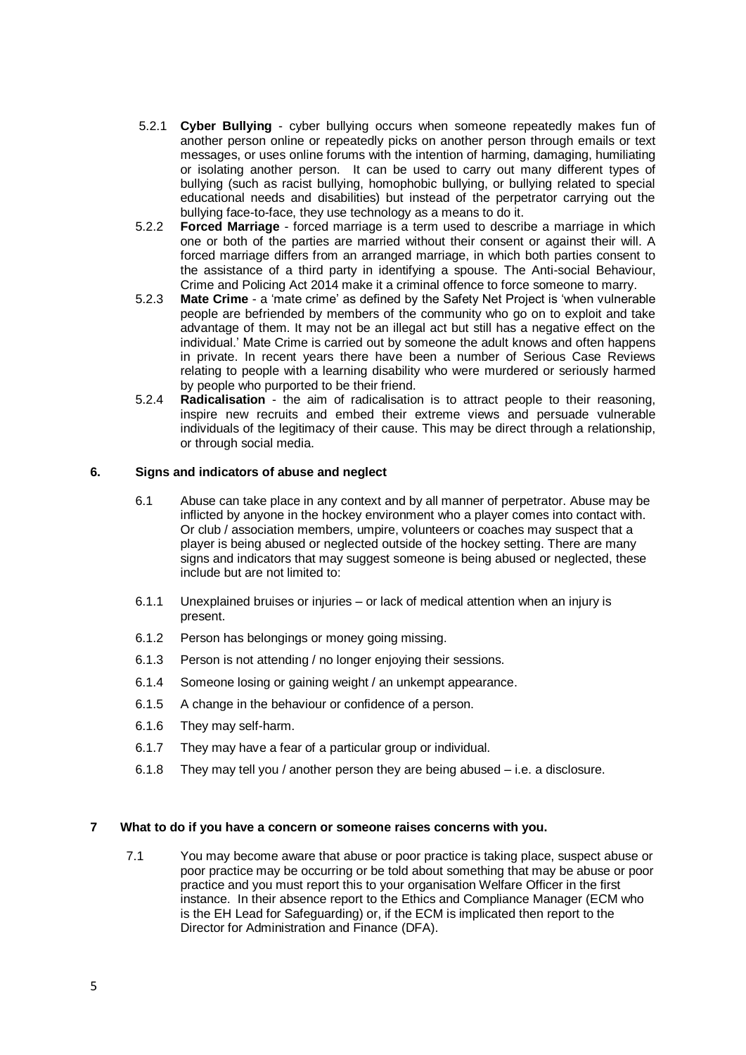5.2.1 **Cyber Bullying** - cyber bullying occurs when someone repeatedly makes fun of another person online or repeatedly picks on another person through emails or text messages, or uses online forums with the intention of harming, damaging, humiliating or isolating another person. It can be used to carry out many different types of bullying (such as racist bullying, homophobic bullying, or bullying related to special educational needs and disabilities) but instead of the perpetrator carrying out the bullying face-to-face, they use technology as a means to do it.

5.2.2 **Forced Marriage** - forced marriage is a term used to describe a marriage in which one or both of the parties are married without their consent or against their will. A forced marriage differs from an arranged marriage, in which both parties consent to the assistance of a third party in identifying a spouse. The Anti-social Behaviour, Crime and Policing Act 2014 make it a criminal offence to force someone to marry.

5.2.3 **Mate Crime** - a 'mate crime' as defined by the Safety Net Project is 'when vulnerable people are befriended by members of the community who go on to exploit and take advantage of them. It may not be an illegal act but still has a negative effect on the individual.' Mate Crime is carried out by someone the adult knows and often happens in private. In recent years there have been a number of Serious Case Reviews relating to people with a learning disability who were murdered or seriously harmed by people who purported to be their friend.

5.2.4 **Radicalisation** - the aim of radicalisation is to attract people to their reasoning, inspire new recruits and embed their extreme views and persuade vulnerable individuals of the legitimacy of their cause. This may be direct through a relationship, or through social media.

## 6. Signs and indicators of abuse and neglect

6.1 Abuse can take place in any context and by all manner of perpetrator. Abuse may be inflicted by anyone in the hockey environment who a player comes into contact with. Or club / association members, umpire, volunteers or coaches may suspect that a player is being abused or neglected outside of the hockey setting. There are many signs and indicators that may suggest someone is being abused or neglected, these include but are not limited to:

6.1.1 Unexplained bruises or injuries – or lack of medical attention when an injury is present.

6.1.2 Person has belongings or money going missing.

6.1.3 Person is not attending / no longer enjoying their sessions.

6.1.4 Someone losing or gaining weight / an unkempt appearance.

6.1.5 A change in the behaviour or confidence of a person.

6.1.6 They may self-harm.

6.1.7 They may have a fear of a particular group or individual.

6.1.8 They may tell you / another person they are being abused – i.e. a disclosure.

## 7 What to do if you have a concern or someone raises concerns with you.

7.1 You may become aware that abuse or poor practice is taking place, suspect abuse or poor practice may be occurring or be told about something that may be abuse or poor practice and you must report this to your organisation Welfare Officer in the first instance. In their absence report to the Ethics and Compliance Manager (ECM who is the EH Lead for Safeguarding) or, if the ECM is implicated then report to the Director for Administration and Finance (DFA).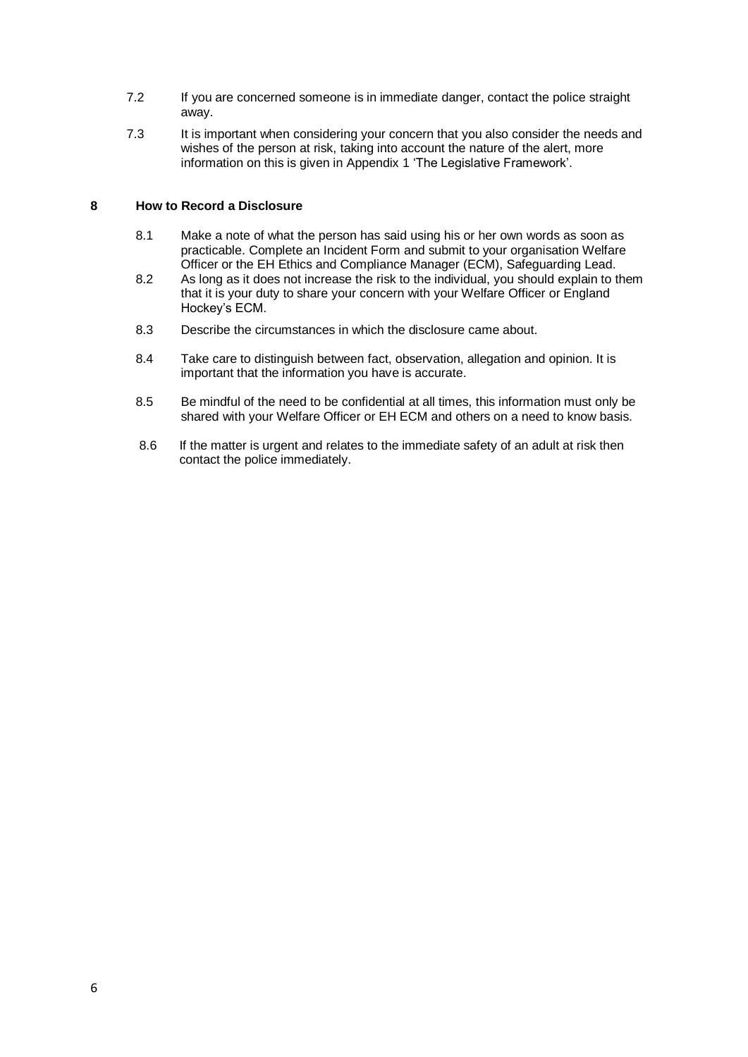7.2 If you are concerned someone is in immediate danger, contact the police straight away.

7.3 It is important when considering your concern that you also consider the needs and wishes of the person at risk, taking into account the nature of the alert, more information on this is given in Appendix 1 'The Legislative Framework'.

## 8 How to Record a Disclosure

8.1 Make a note of what the person has said using his or her own words as soon as practicable. Complete an Incident Form and submit to your organisation Welfare Officer or the EH Ethics and Compliance Manager (ECM), Safeguarding Lead.

8.2 As long as it does not increase the risk to the individual, you should explain to them that it is your duty to share your concern with your Welfare Officer or England Hockey's ECM.

8.3 Describe the circumstances in which the disclosure came about.

8.4 Take care to distinguish between fact, observation, allegation and opinion. It is important that the information you have is accurate.

8.5 Be mindful of the need to be confidential at all times, this information must only be shared with your Welfare Officer or EH ECM and others on a need to know basis.

8.6 If the matter is urgent and relates to the immediate safety of an adult at risk then contact the police immediately.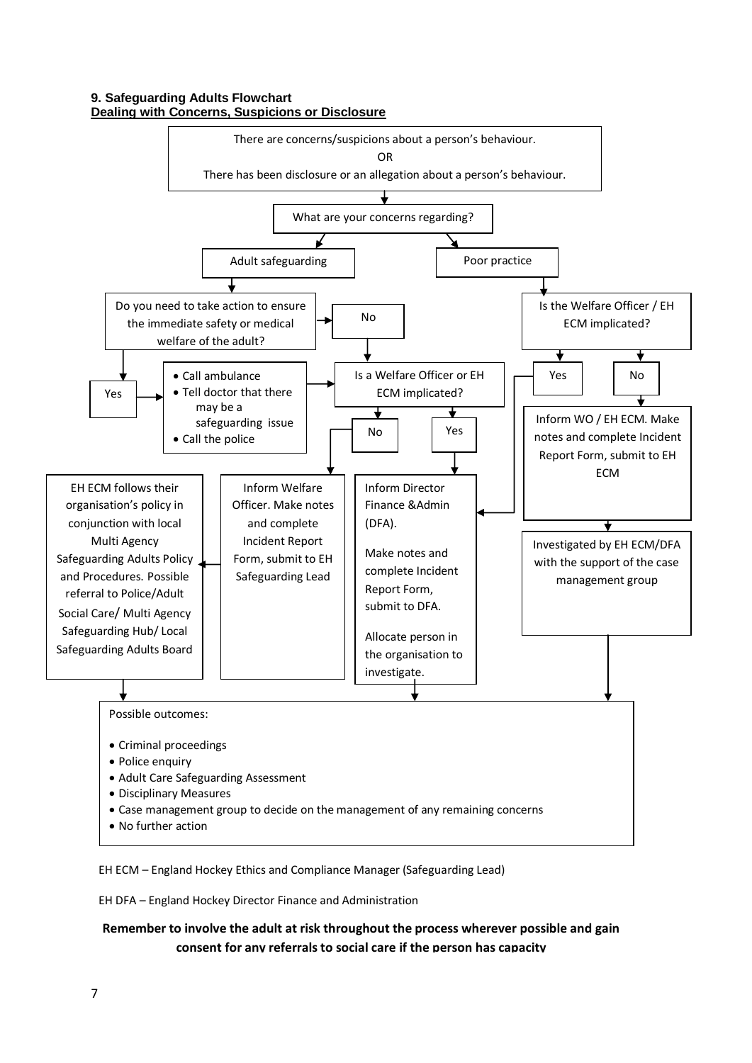## 9. Safeguarding Adults Flowchart

**Dealing with Concerns, Suspicions or Disclosure**

There are concerns/suspicions about a person's behaviour.

OR

There has been disclosure or an allegation about a person's behaviour.

What are your concerns regarding?

- **Adult safeguarding**
  - Do you need to take action to ensure the immediate safety or medical welfare of the adult?
    - **Yes**
      - Call ambulance
      - Tell doctor that there may be a safeguarding issue
      - Call the police
      - Then: Is a Welfare Officer or EH ECM implicated?
    - **No**
      - Is a Welfare Officer or EH ECM implicated?
        - **No**: Inform Welfare Officer. Make notes and complete Incident Report Form, submit to EH Safeguarding Lead
          - EH ECM follows their organisation's policy in conjunction with local Multi Agency Safeguarding Adults Policy and Procedures. Possible referral to Police/Adult Social Care/ Multi Agency Safeguarding Hub/ Local Safeguarding Adults Board
        - **Yes**: Inform Director Finance &Admin (DFA).

          Make notes and complete Incident Report Form, submit to DFA.

          Allocate person in the organisation to investigate.
- **Poor practice**
  - Is the Welfare Officer / EH ECM implicated?
    - **Yes**: Inform Director Finance &Admin (DFA). Make notes and complete Incident Report Form, submit to DFA. Allocate person in the organisation to investigate.
    - **No**: Inform WO / EH ECM. Make notes and complete Incident Report Form, submit to EH ECM
      - Investigated by EH ECM/DFA with the support of the case management group

Possible outcomes:

- Criminal proceedings
- Police enquiry
- Adult Care Safeguarding Assessment
- Disciplinary Measures
- Case management group to decide on the management of any remaining concerns
- No further action

EH ECM – England Hockey Ethics and Compliance Manager (Safeguarding Lead)

EH DFA – England Hockey Director Finance and Administration

**Remember to involve the adult at risk throughout the process wherever possible and gain consent for any referrals to social care if the person has capacity**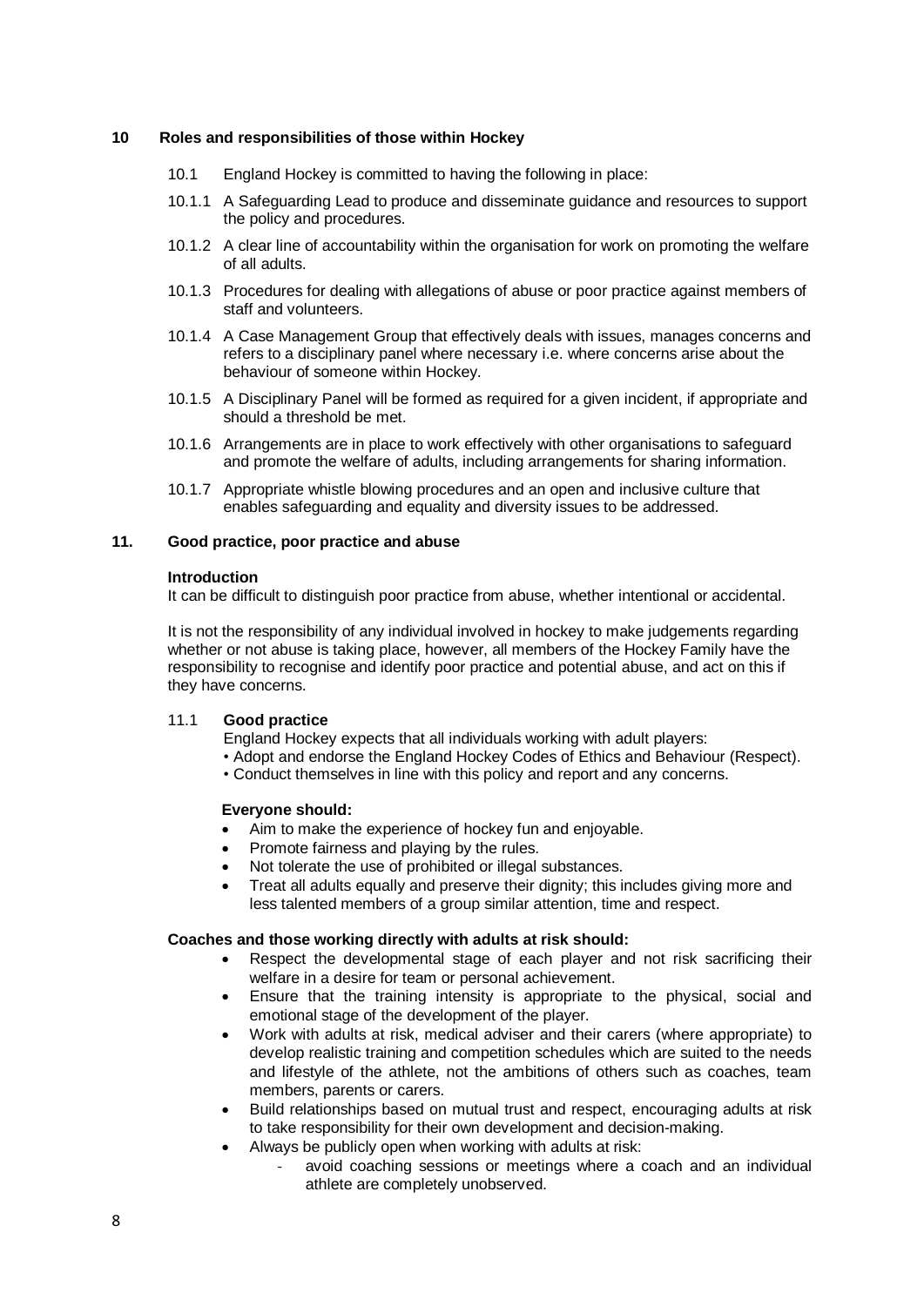## 10 Roles and responsibilities of those within Hockey

10.1 England Hockey is committed to having the following in place:

10.1.1 A Safeguarding Lead to produce and disseminate guidance and resources to support the policy and procedures.

10.1.2 A clear line of accountability within the organisation for work on promoting the welfare of all adults.

10.1.3 Procedures for dealing with allegations of abuse or poor practice against members of staff and volunteers.

10.1.4 A Case Management Group that effectively deals with issues, manages concerns and refers to a disciplinary panel where necessary i.e. where concerns arise about the behaviour of someone within Hockey.

10.1.5 A Disciplinary Panel will be formed as required for a given incident, if appropriate and should a threshold be met.

10.1.6 Arrangements are in place to work effectively with other organisations to safeguard and promote the welfare of adults, including arrangements for sharing information.

10.1.7 Appropriate whistle blowing procedures and an open and inclusive culture that enables safeguarding and equality and diversity issues to be addressed.

## 11. Good practice, poor practice and abuse

**Introduction**

It can be difficult to distinguish poor practice from abuse, whether intentional or accidental.

It is not the responsibility of any individual involved in hockey to make judgements regarding whether or not abuse is taking place, however, all members of the Hockey Family have the responsibility to recognise and identify poor practice and potential abuse, and act on this if they have concerns.

### 11.1 Good practice

England Hockey expects that all individuals working with adult players:

- Adopt and endorse the England Hockey Codes of Ethics and Behaviour (Respect).
- Conduct themselves in line with this policy and report and any concerns.

**Everyone should:**

- Aim to make the experience of hockey fun and enjoyable.
- Promote fairness and playing by the rules.
- Not tolerate the use of prohibited or illegal substances.
- Treat all adults equally and preserve their dignity; this includes giving more and less talented members of a group similar attention, time and respect.

**Coaches and those working directly with adults at risk should:**

- Respect the developmental stage of each player and not risk sacrificing their welfare in a desire for team or personal achievement.
- Ensure that the training intensity is appropriate to the physical, social and emotional stage of the development of the player.
- Work with adults at risk, medical adviser and their carers (where appropriate) to develop realistic training and competition schedules which are suited to the needs and lifestyle of the athlete, not the ambitions of others such as coaches, team members, parents or carers.
- Build relationships based on mutual trust and respect, encouraging adults at risk to take responsibility for their own development and decision-making.
- Always be publicly open when working with adults at risk:
  - avoid coaching sessions or meetings where a coach and an individual athlete are completely unobserved.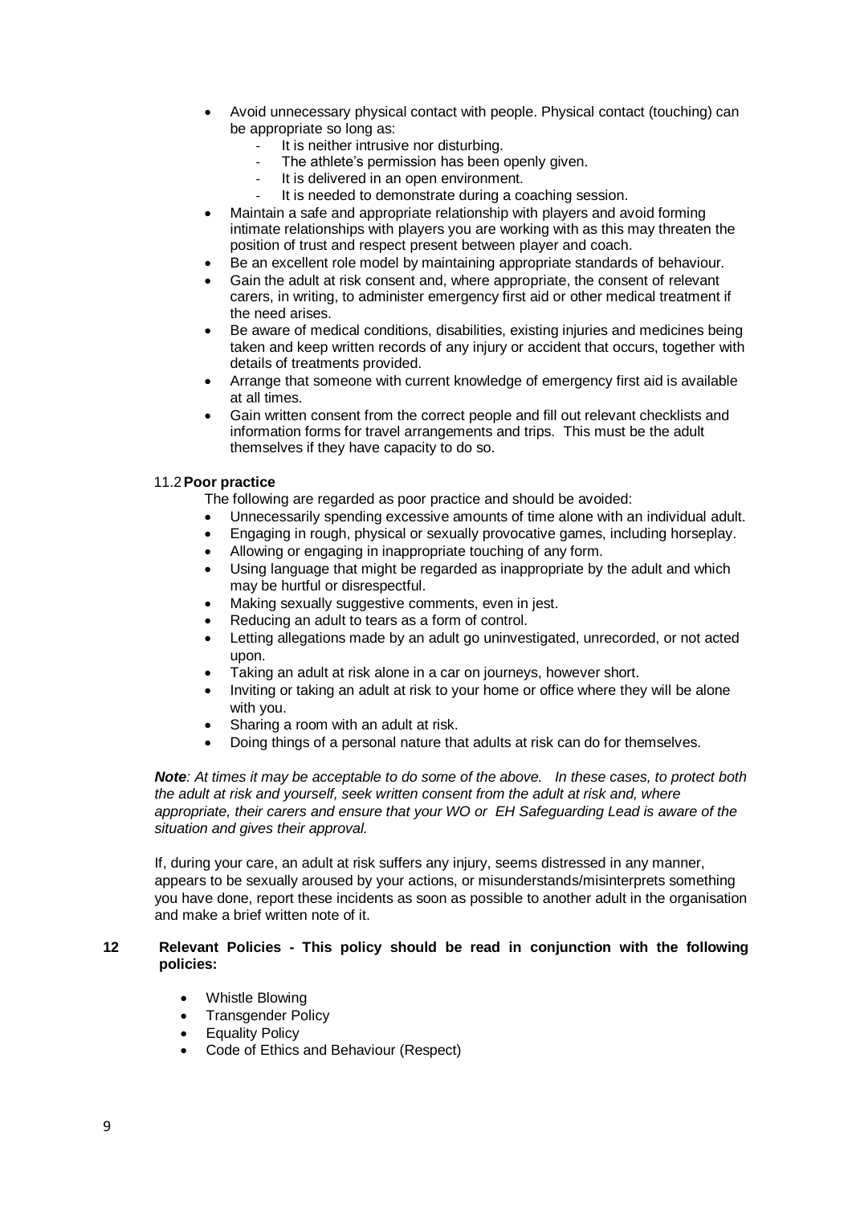- Avoid unnecessary physical contact with people. Physical contact (touching) can be appropriate so long as:
  - It is neither intrusive nor disturbing.
  - The athlete's permission has been openly given.
  - It is delivered in an open environment.
  - It is needed to demonstrate during a coaching session.
- Maintain a safe and appropriate relationship with players and avoid forming intimate relationships with players you are working with as this may threaten the position of trust and respect present between player and coach.
- Be an excellent role model by maintaining appropriate standards of behaviour.
- Gain the adult at risk consent and, where appropriate, the consent of relevant carers, in writing, to administer emergency first aid or other medical treatment if the need arises.
- Be aware of medical conditions, disabilities, existing injuries and medicines being taken and keep written records of any injury or accident that occurs, together with details of treatments provided.
- Arrange that someone with current knowledge of emergency first aid is available at all times.
- Gain written consent from the correct people and fill out relevant checklists and information forms for travel arrangements and trips. This must be the adult themselves if they have capacity to do so.

### 11.2 Poor practice

The following are regarded as poor practice and should be avoided:

- Unnecessarily spending excessive amounts of time alone with an individual adult.
- Engaging in rough, physical or sexually provocative games, including horseplay.
- Allowing or engaging in inappropriate touching of any form.
- Using language that might be regarded as inappropriate by the adult and which may be hurtful or disrespectful.
- Making sexually suggestive comments, even in jest.
- Reducing an adult to tears as a form of control.
- Letting allegations made by an adult go uninvestigated, unrecorded, or not acted upon.
- Taking an adult at risk alone in a car on journeys, however short.
- Inviting or taking an adult at risk to your home or office where they will be alone with you.
- Sharing a room with an adult at risk.
- Doing things of a personal nature that adults at risk can do for themselves.

***Note****: At times it may be acceptable to do some of the above. In these cases, to protect both the adult at risk and yourself, seek written consent from the adult at risk and, where appropriate, their carers and ensure that your WO or EH Safeguarding Lead is aware of the situation and gives their approval.*

If, during your care, an adult at risk suffers any injury, seems distressed in any manner, appears to be sexually aroused by your actions, or misunderstands/misinterprets something you have done, report these incidents as soon as possible to another adult in the organisation and make a brief written note of it.

## 12 Relevant Policies - This policy should be read in conjunction with the following policies:

- Whistle Blowing
- Transgender Policy
- Equality Policy
- Code of Ethics and Behaviour (Respect)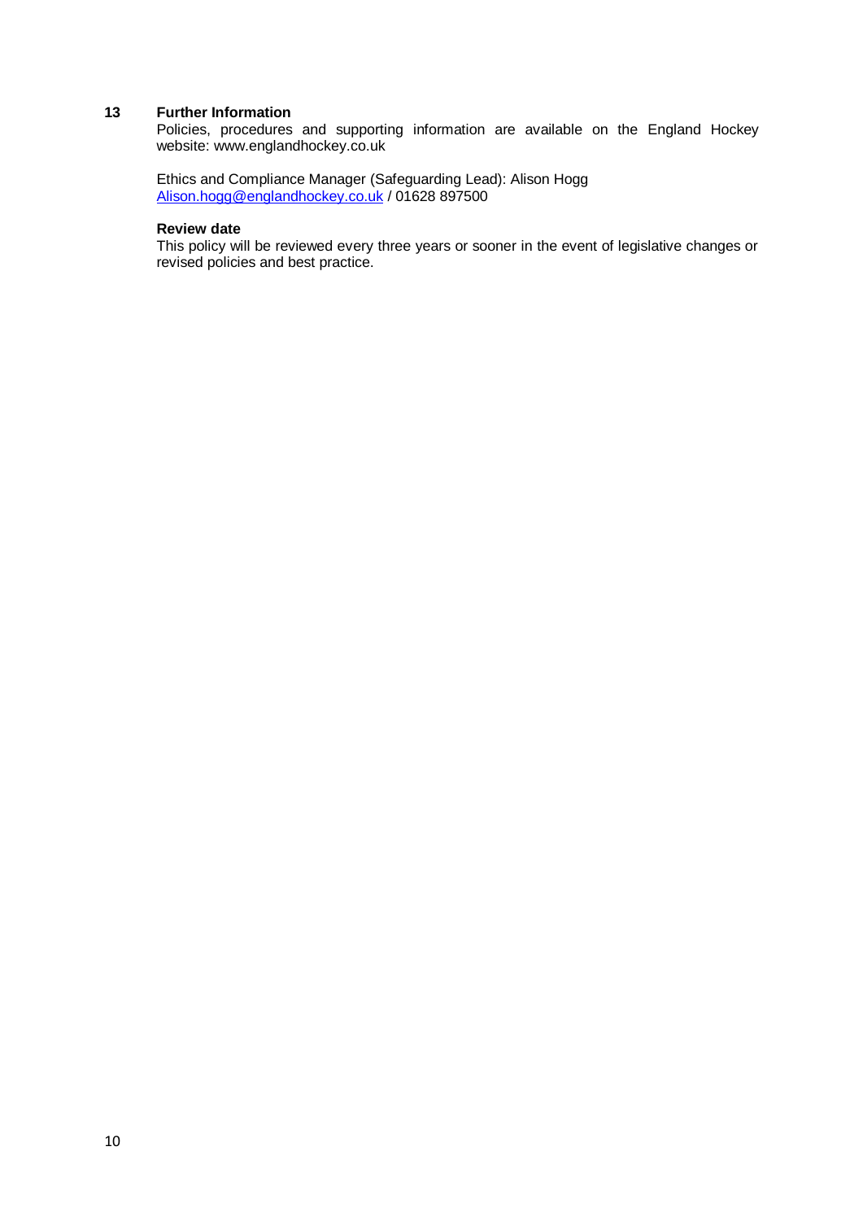## 13 Further Information

Policies, procedures and supporting information are available on the England Hockey website: www.englandhockey.co.uk

Ethics and Compliance Manager (Safeguarding Lead): Alison Hogg
Alison.hogg@englandhockey.co.uk / 01628 897500

**Review date**

This policy will be reviewed every three years or sooner in the event of legislative changes or revised policies and best practice.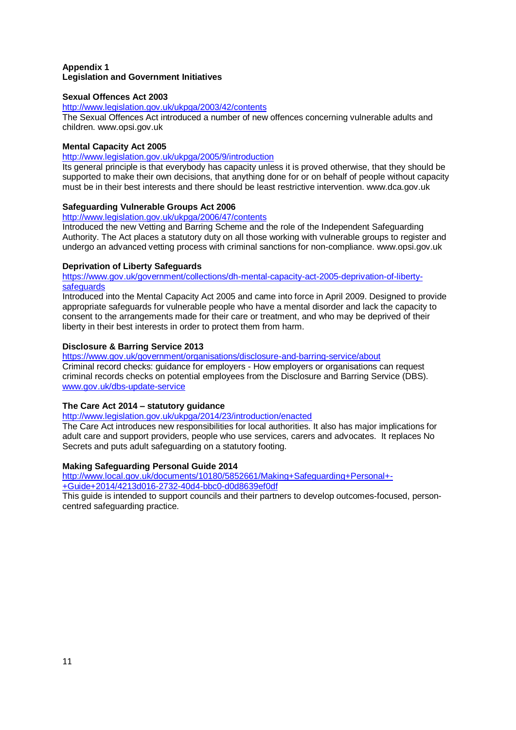**Appendix 1**
**Legislation and Government Initiatives**

**Sexual Offences Act 2003**
http://www.legislation.gov.uk/ukpga/2003/42/contents
The Sexual Offences Act introduced a number of new offences concerning vulnerable adults and children. www.opsi.gov.uk

**Mental Capacity Act 2005**
http://www.legislation.gov.uk/ukpga/2005/9/introduction
Its general principle is that everybody has capacity unless it is proved otherwise, that they should be supported to make their own decisions, that anything done for or on behalf of people without capacity must be in their best interests and there should be least restrictive intervention. www.dca.gov.uk

**Safeguarding Vulnerable Groups Act 2006**
http://www.legislation.gov.uk/ukpga/2006/47/contents
Introduced the new Vetting and Barring Scheme and the role of the Independent Safeguarding Authority. The Act places a statutory duty on all those working with vulnerable groups to register and undergo an advanced vetting process with criminal sanctions for non-compliance. www.opsi.gov.uk

**Deprivation of Liberty Safeguards**
https://www.gov.uk/government/collections/dh-mental-capacity-act-2005-deprivation-of-liberty-safeguards
Introduced into the Mental Capacity Act 2005 and came into force in April 2009. Designed to provide appropriate safeguards for vulnerable people who have a mental disorder and lack the capacity to consent to the arrangements made for their care or treatment, and who may be deprived of their liberty in their best interests in order to protect them from harm.

**Disclosure & Barring Service 2013**
https://www.gov.uk/government/organisations/disclosure-and-barring-service/about
Criminal record checks: guidance for employers - How employers or organisations can request criminal records checks on potential employees from the Disclosure and Barring Service (DBS).
www.gov.uk/dbs-update-service

**The Care Act 2014 – statutory guidance**
http://www.legislation.gov.uk/ukpga/2014/23/introduction/enacted
The Care Act introduces new responsibilities for local authorities. It also has major implications for adult care and support providers, people who use services, carers and advocates. It replaces No Secrets and puts adult safeguarding on a statutory footing.

**Making Safeguarding Personal Guide 2014**
http://www.local.gov.uk/documents/10180/5852661/Making+Safeguarding+Personal+-+Guide+2014/4213d016-2732-40d4-bbc0-d0d8639ef0df
This guide is intended to support councils and their partners to develop outcomes-focused, person-centred safeguarding practice.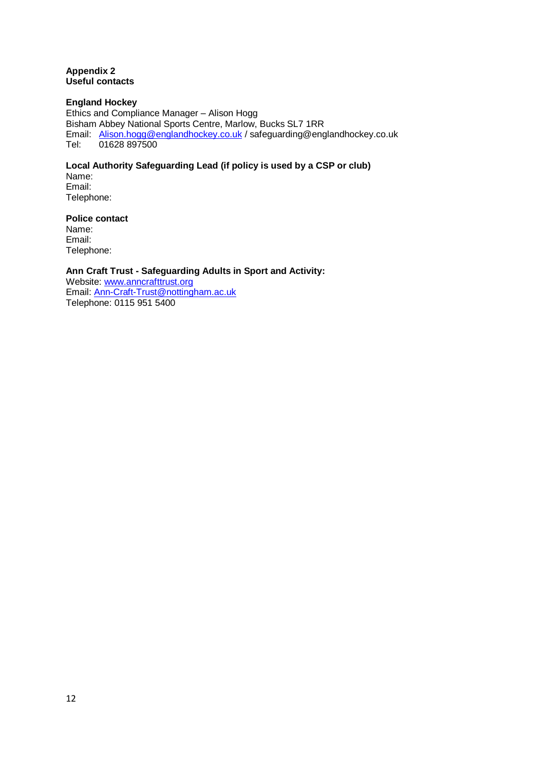## Appendix 2
## Useful contacts

**England Hockey**
Ethics and Compliance Manager – Alison Hogg
Bisham Abbey National Sports Centre, Marlow, Bucks SL7 1RR
Email: Alison.hogg@englandhockey.co.uk / safeguarding@englandhockey.co.uk
Tel: 01628 897500

**Local Authority Safeguarding Lead (if policy is used by a CSP or club)**
Name:
Email:
Telephone:

**Police contact**
Name:
Email:
Telephone:

**Ann Craft Trust - Safeguarding Adults in Sport and Activity:**
Website: www.anncrafttrust.org
Email: Ann-Craft-Trust@nottingham.ac.uk
Telephone: 0115 951 5400